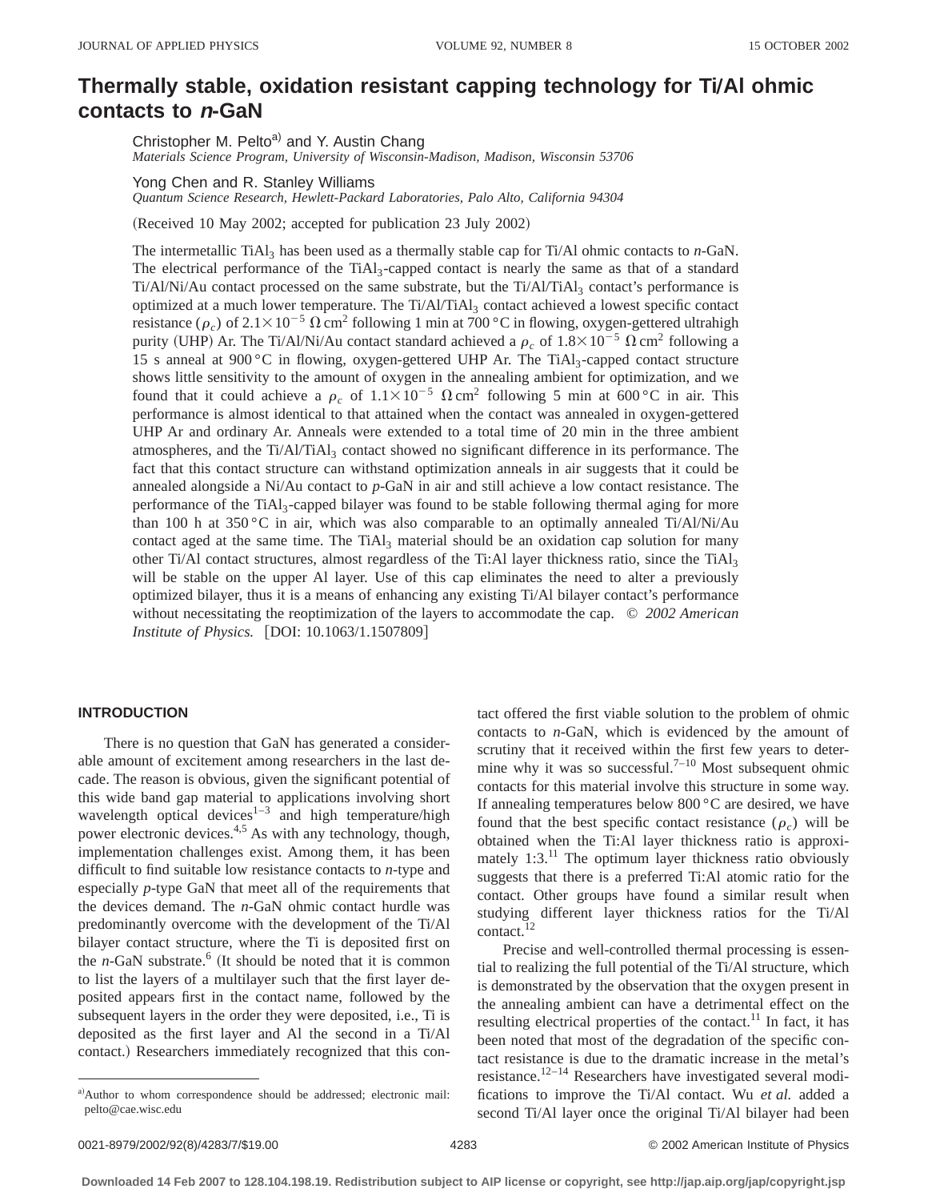# Thermally stable, oxidation resistant capping technology for Ti/Al ohmic contacts to *n*-GaN

Christopher M. Pelto[a] and Y. Austin Chang
*Materials Science Program, University of Wisconsin-Madison, Madison, Wisconsin 53706*

Yong Chen and R. Stanley Williams
*Quantum Science Research, Hewlett-Packard Laboratories, Palo Alto, California 94304*

(Received 10 May 2002; accepted for publication 23 July 2002)

The intermetallic $TiAl_3$ has been used as a thermally stable cap for Ti/Al ohmic contacts to *n*-GaN. The electrical performance of the $TiAl_3$-capped contact is nearly the same as that of a standard Ti/Al/Ni/Au contact processed on the same substrate, but the Ti/Al/$TiAl_3$ contact's performance is optimized at a much lower temperature. The Ti/Al/$TiAl_3$ contact achieved a lowest specific contact resistance ($\rho_c$) of $2.1\times10^{-5}\ \Omega\,\mathrm{cm}^2$ following 1 min at 700 °C in flowing, oxygen-gettered ultrahigh purity (UHP) Ar. The Ti/Al/Ni/Au contact standard achieved a $\rho_c$ of $1.8\times10^{-5}\ \Omega\,\mathrm{cm}^2$ following a 15 s anneal at 900 °C in flowing, oxygen-gettered UHP Ar. The $TiAl_3$-capped contact structure shows little sensitivity to the amount of oxygen in the annealing ambient for optimization, and we found that it could achieve a $\rho_c$ of $1.1\times10^{-5}\ \Omega\,\mathrm{cm}^2$ following 5 min at 600 °C in air. This performance is almost identical to that attained when the contact was annealed in oxygen-gettered UHP Ar and ordinary Ar. Anneals were extended to a total time of 20 min in the three ambient atmospheres, and the Ti/Al/$TiAl_3$ contact showed no significant difference in its performance. The fact that this contact structure can withstand optimization anneals in air suggests that it could be annealed alongside a Ni/Au contact to *p*-GaN in air and still achieve a low contact resistance. The performance of the $TiAl_3$-capped bilayer was found to be stable following thermal aging for more than 100 h at 350 °C in air, which was also comparable to an optimally annealed Ti/Al/Ni/Au contact aged at the same time. The $TiAl_3$ material should be an oxidation cap solution for many other Ti/Al contact structures, almost regardless of the Ti:Al layer thickness ratio, since the $TiAl_3$ will be stable on the upper Al layer. Use of this cap eliminates the need to alter a previously optimized bilayer, thus it is a means of enhancing any existing Ti/Al bilayer contact's performance without necessitating the reoptimization of the layers to accommodate the cap. © *2002 American Institute of Physics.* [DOI: 10.1063/1.1507809]

## INTRODUCTION

There is no question that GaN has generated a considerable amount of excitement among researchers in the last decade. The reason is obvious, given the significant potential of this wide band gap material to applications involving short wavelength optical devices[1–3] and high temperature/high power electronic devices.[4,5] As with any technology, though, implementation challenges exist. Among them, it has been difficult to find suitable low resistance contacts to *n*-type and especially *p*-type GaN that meet all of the requirements that the devices demand. The *n*-GaN ohmic contact hurdle was predominantly overcome with the development of the Ti/Al bilayer contact structure, where the Ti is deposited first on the *n*-GaN substrate.[6] (It should be noted that it is common to list the layers of a multilayer such that the first layer deposited appears first in the contact name, followed by the subsequent layers in the order they were deposited, i.e., Ti is deposited as the first layer and Al the second in a Ti/Al contact.) Researchers immediately recognized that this contact offered the first viable solution to the problem of ohmic contacts to *n*-GaN, which is evidenced by the amount of scrutiny that it received within the first few years to determine why it was so successful.[7–10] Most subsequent ohmic contacts for this material involve this structure in some way. If annealing temperatures below 800 °C are desired, we have found that the best specific contact resistance ($\rho_c$) will be obtained when the Ti:Al layer thickness ratio is approximately 1:3.[11] The optimum layer thickness ratio obviously suggests that there is a preferred Ti:Al atomic ratio for the contact. Other groups have found a similar result when studying different layer thickness ratios for the Ti/Al contact.[12]

Precise and well-controlled thermal processing is essential to realizing the full potential of the Ti/Al structure, which is demonstrated by the observation that the oxygen present in the annealing ambient can have a detrimental effect on the resulting electrical properties of the contact.[11] In fact, it has been noted that most of the degradation of the specific contact resistance is due to the dramatic increase in the metal's resistance.[12–14] Researchers have investigated several modifications to improve the Ti/Al contact. Wu *et al.* added a second Ti/Al layer once the original Ti/Al bilayer had been

[a] Author to whom correspondence should be addressed; electronic mail: pelto@cae.wisc.edu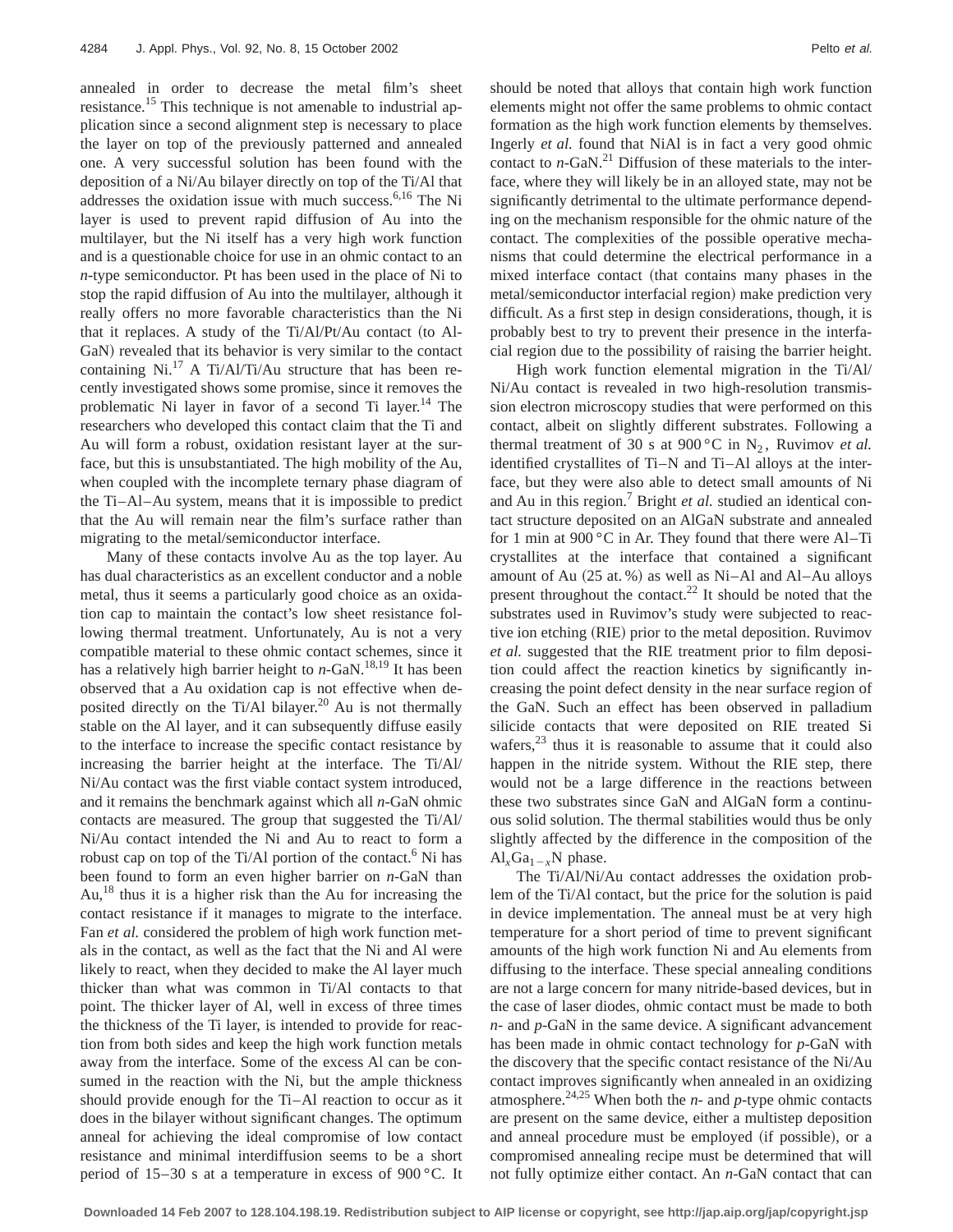annealed in order to decrease the metal film's sheet resistance.[15] This technique is not amenable to industrial application since a second alignment step is necessary to place the layer on top of the previously patterned and annealed one. A very successful solution has been found with the deposition of a Ni/Au bilayer directly on top of the Ti/Al that addresses the oxidation issue with much success.[6,16] The Ni layer is used to prevent rapid diffusion of Au into the multilayer, but the Ni itself has a very high work function and is a questionable choice for use in an ohmic contact to an *n*-type semiconductor. Pt has been used in the place of Ni to stop the rapid diffusion of Au into the multilayer, although it really offers no more favorable characteristics than the Ni that it replaces. A study of the Ti/Al/Pt/Au contact (to AlGaN) revealed that its behavior is very similar to the contact containing Ni.[17] A Ti/Al/Ti/Au structure that has been recently investigated shows some promise, since it removes the problematic Ni layer in favor of a second Ti layer.[14] The researchers who developed this contact claim that the Ti and Au will form a robust, oxidation resistant layer at the surface, but this is unsubstantiated. The high mobility of the Au, when coupled with the incomplete ternary phase diagram of the Ti–Al–Au system, means that it is impossible to predict that the Au will remain near the film's surface rather than migrating to the metal/semiconductor interface.

Many of these contacts involve Au as the top layer. Au has dual characteristics as an excellent conductor and a noble metal, thus it seems a particularly good choice as an oxidation cap to maintain the contact's low sheet resistance following thermal treatment. Unfortunately, Au is not a very compatible material to these ohmic contact schemes, since it has a relatively high barrier height to *n*-GaN.[18,19] It has been observed that a Au oxidation cap is not effective when deposited directly on the Ti/Al bilayer.[20] Au is not thermally stable on the Al layer, and it can subsequently diffuse easily to the interface to increase the specific contact resistance by increasing the barrier height at the interface. The Ti/Al/Ni/Au contact was the first viable contact system introduced, and it remains the benchmark against which all *n*-GaN ohmic contacts are measured. The group that suggested the Ti/Al/Ni/Au contact intended the Ni and Au to react to form a robust cap on top of the Ti/Al portion of the contact.[6] Ni has been found to form an even higher barrier on *n*-GaN than Au,[18] thus it is a higher risk than the Au for increasing the contact resistance if it manages to migrate to the interface. Fan *et al.* considered the problem of high work function metals in the contact, as well as the fact that the Ni and Al were likely to react, when they decided to make the Al layer much thicker than what was common in Ti/Al contacts to that point. The thicker layer of Al, well in excess of three times the thickness of the Ti layer, is intended to provide for reaction from both sides and keep the high work function metals away from the interface. Some of the excess Al can be consumed in the reaction with the Ni, but the ample thickness should provide enough for the Ti–Al reaction to occur as it does in the bilayer without significant changes. The optimum anneal for achieving the ideal compromise of low contact resistance and minimal interdiffusion seems to be a short period of 15–30 s at a temperature in excess of 900 °C. It should be noted that alloys that contain high work function elements might not offer the same problems to ohmic contact formation as the high work function elements by themselves. Ingerly *et al.* found that NiAl is in fact a very good ohmic contact to *n*-GaN.[21] Diffusion of these materials to the interface, where they will likely be in an alloyed state, may not be significantly detrimental to the ultimate performance depending on the mechanism responsible for the ohmic nature of the contact. The complexities of the possible operative mechanisms that could determine the electrical performance in a mixed interface contact (that contains many phases in the metal/semiconductor interfacial region) make prediction very difficult. As a first step in design considerations, though, it is probably best to try to prevent their presence in the interfacial region due to the possibility of raising the barrier height.

High work function elemental migration in the Ti/Al/Ni/Au contact is revealed in two high-resolution transmission electron microscopy studies that were performed on this contact, albeit on slightly different substrates. Following a thermal treatment of 30 s at 900 °C in $N_2$, Ruvimov *et al.* identified crystallites of Ti–N and Ti–Al alloys at the interface, but they were also able to detect small amounts of Ni and Au in this region.[7] Bright *et al.* studied an identical contact structure deposited on an AlGaN substrate and annealed for 1 min at 900 °C in Ar. They found that there were Al–Ti crystallites at the interface that contained a significant amount of Au (25 at. %) as well as Ni–Al and Al–Au alloys present throughout the contact.[22] It should be noted that the substrates used in Ruvimov's study were subjected to reactive ion etching (RIE) prior to the metal deposition. Ruvimov *et al.* suggested that the RIE treatment prior to film deposition could affect the reaction kinetics by significantly increasing the point defect density in the near surface region of the GaN. Such an effect has been observed in palladium silicide contacts that were deposited on RIE treated Si wafers,[23] thus it is reasonable to assume that it could also happen in the nitride system. Without the RIE step, there would not be a large difference in the reactions between these two substrates since GaN and AlGaN form a continuous solid solution. The thermal stabilities would thus be only slightly affected by the difference in the composition of the $Al_xGa_{1-x}N$ phase.

The Ti/Al/Ni/Au contact addresses the oxidation problem of the Ti/Al contact, but the price for the solution is paid in device implementation. The anneal must be at very high temperature for a short period of time to prevent significant amounts of the high work function Ni and Au elements from diffusing to the interface. These special annealing conditions are not a large concern for many nitride-based devices, but in the case of laser diodes, ohmic contact must be made to both *n*- and *p*-GaN in the same device. A significant advancement has been made in ohmic contact technology for *p*-GaN with the discovery that the specific contact resistance of the Ni/Au contact improves significantly when annealed in an oxidizing atmosphere.[24,25] When both the *n*- and *p*-type ohmic contacts are present on the same device, either a multistep deposition and anneal procedure must be employed (if possible), or a compromised annealing recipe must be determined that will not fully optimize either contact. An *n*-GaN contact that can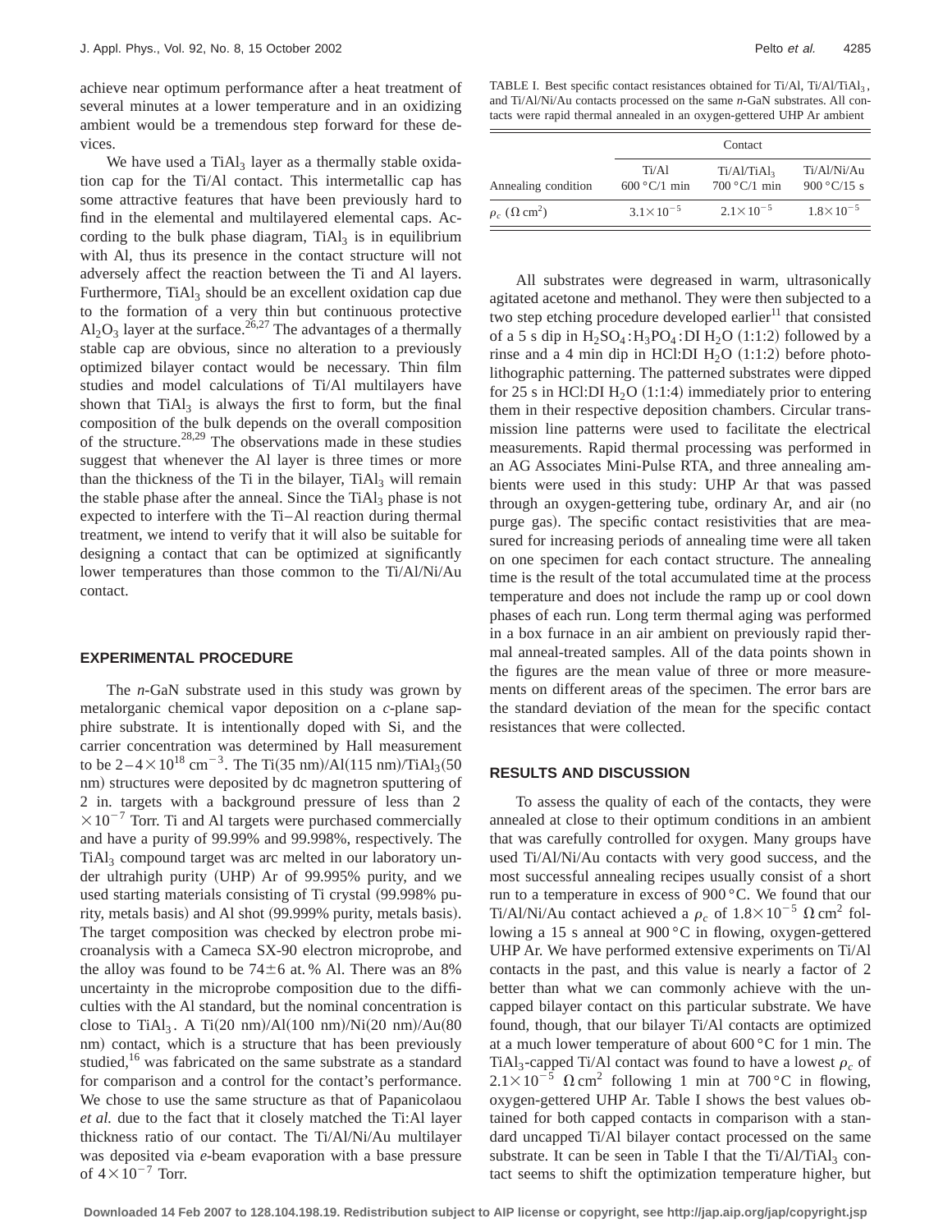achieve near optimum performance after a heat treatment of several minutes at a lower temperature and in an oxidizing ambient would be a tremendous step forward for these devices.

We have used a $TiAl_3$ layer as a thermally stable oxidation cap for the Ti/Al contact. This intermetallic cap has some attractive features that have been previously hard to find in the elemental and multilayered elemental caps. According to the bulk phase diagram, $TiAl_3$ is in equilibrium with Al, thus its presence in the contact structure will not adversely affect the reaction between the Ti and Al layers. Furthermore, $TiAl_3$ should be an excellent oxidation cap due to the formation of a very thin but continuous protective $Al_2O_3$ layer at the surface.[26,27] The advantages of a thermally stable cap are obvious, since no alteration to a previously optimized bilayer contact would be necessary. Thin film studies and model calculations of Ti/Al multilayers have shown that $TiAl_3$ is always the first to form, but the final composition of the bulk depends on the overall composition of the structure.[28,29] The observations made in these studies suggest that whenever the Al layer is three times or more than the thickness of the Ti in the bilayer, $TiAl_3$ will remain the stable phase after the anneal. Since the $TiAl_3$ phase is not expected to interfere with the Ti–Al reaction during thermal treatment, we intend to verify that it will also be suitable for designing a contact that can be optimized at significantly lower temperatures than those common to the Ti/Al/Ni/Au contact.

## EXPERIMENTAL PROCEDURE

The *n*-GaN substrate used in this study was grown by metalorganic chemical vapor deposition on a *c*-plane sapphire substrate. It is intentionally doped with Si, and the carrier concentration was determined by Hall measurement to be $2–4\times10^{18}$ $cm^{-3}$. The Ti(35 nm)/Al(115 nm)/$TiAl_3$(50 nm) structures were deposited by dc magnetron sputtering of 2 in. targets with a background pressure of less than $2\times10^{-7}$ Torr. Ti and Al targets were purchased commercially and have a purity of 99.99% and 99.998%, respectively. The $TiAl_3$ compound target was arc melted in our laboratory under ultrahigh purity (UHP) Ar of 99.995% purity, and we used starting materials consisting of Ti crystal (99.998% purity, metals basis) and Al shot (99.999% purity, metals basis). The target composition was checked by electron probe microanalysis with a Cameca SX-90 electron microprobe, and the alloy was found to be $74\pm6$ at. % Al. There was an 8% uncertainty in the microprobe composition due to the difficulties with the Al standard, but the nominal concentration is close to $TiAl_3$. A Ti(20 nm)/Al(100 nm)/Ni(20 nm)/Au(80 nm) contact, which is a structure that has been previously studied,[16] was fabricated on the same substrate as a standard for comparison and a control for the contact's performance. We chose to use the same structure as that of Papanicolaou *et al.* due to the fact that it closely matched the Ti:Al layer thickness ratio of our contact. The Ti/Al/Ni/Au multilayer was deposited via *e*-beam evaporation with a base pressure of $4\times10^{-7}$ Torr.

TABLE I. Best specific contact resistances obtained for Ti/Al, Ti/Al/$TiAl_3$, and Ti/Al/Ni/Au contacts processed on the same *n*-GaN substrates. All contacts were rapid thermal annealed in an oxygen-gettered UHP Ar ambient

| | Contact | | |
|---|---|---|---|
| Annealing condition | Ti/Al 600 °C/1 min | Ti/Al/$TiAl_3$ 700 °C/1 min | Ti/Al/Ni/Au 900 °C/15 s |
| $\rho_c$ ($\Omega\,cm^2$) | $3.1\times10^{-5}$ | $2.1\times10^{-5}$ | $1.8\times10^{-5}$ |

All substrates were degreased in warm, ultrasonically agitated acetone and methanol. They were then subjected to a two step etching procedure developed earlier[11] that consisted of a 5 s dip in $H_2SO_4$:$H_3PO_4$:DI $H_2O$ (1:1:2) followed by a rinse and a 4 min dip in HCl:DI $H_2O$ (1:1:2) before photolithographic patterning. The patterned substrates were dipped for 25 s in HCl:DI $H_2O$ (1:1:4) immediately prior to entering them in their respective deposition chambers. Circular transmission line patterns were used to facilitate the electrical measurements. Rapid thermal processing was performed in an AG Associates Mini-Pulse RTA, and three annealing ambients were used in this study: UHP Ar that was passed through an oxygen-gettering tube, ordinary Ar, and air (no purge gas). The specific contact resistivities that are measured for increasing periods of annealing time were all taken on one specimen for each contact structure. The annealing time is the result of the total accumulated time at the process temperature and does not include the ramp up or cool down phases of each run. Long term thermal aging was performed in a box furnace in an air ambient on previously rapid thermal anneal-treated samples. All of the data points shown in the figures are the mean value of three or more measurements on different areas of the specimen. The error bars are the standard deviation of the mean for the specific contact resistances that were collected.

## RESULTS AND DISCUSSION

To assess the quality of each of the contacts, they were annealed at close to their optimum conditions in an ambient that was carefully controlled for oxygen. Many groups have used Ti/Al/Ni/Au contacts with very good success, and the most successful annealing recipes usually consist of a short run to a temperature in excess of 900 °C. We found that our Ti/Al/Ni/Au contact achieved a $\rho_c$ of $1.8\times10^{-5}$ $\Omega\,cm^2$ following a 15 s anneal at 900 °C in flowing, oxygen-gettered UHP Ar. We have performed extensive experiments on Ti/Al contacts in the past, and this value is nearly a factor of 2 better than what we can commonly achieve with the uncapped bilayer contact on this particular substrate. We have found, though, that our bilayer Ti/Al contacts are optimized at a much lower temperature of about 600 °C for 1 min. The $TiAl_3$-capped Ti/Al contact was found to have a lowest $\rho_c$ of $2.1\times10^{-5}$ $\Omega\,cm^2$ following 1 min at 700 °C in flowing, oxygen-gettered UHP Ar. Table I shows the best values obtained for both capped contacts in comparison with a standard uncapped Ti/Al bilayer contact processed on the same substrate. It can be seen in Table I that the Ti/Al/$TiAl_3$ contact seems to shift the optimization temperature higher, but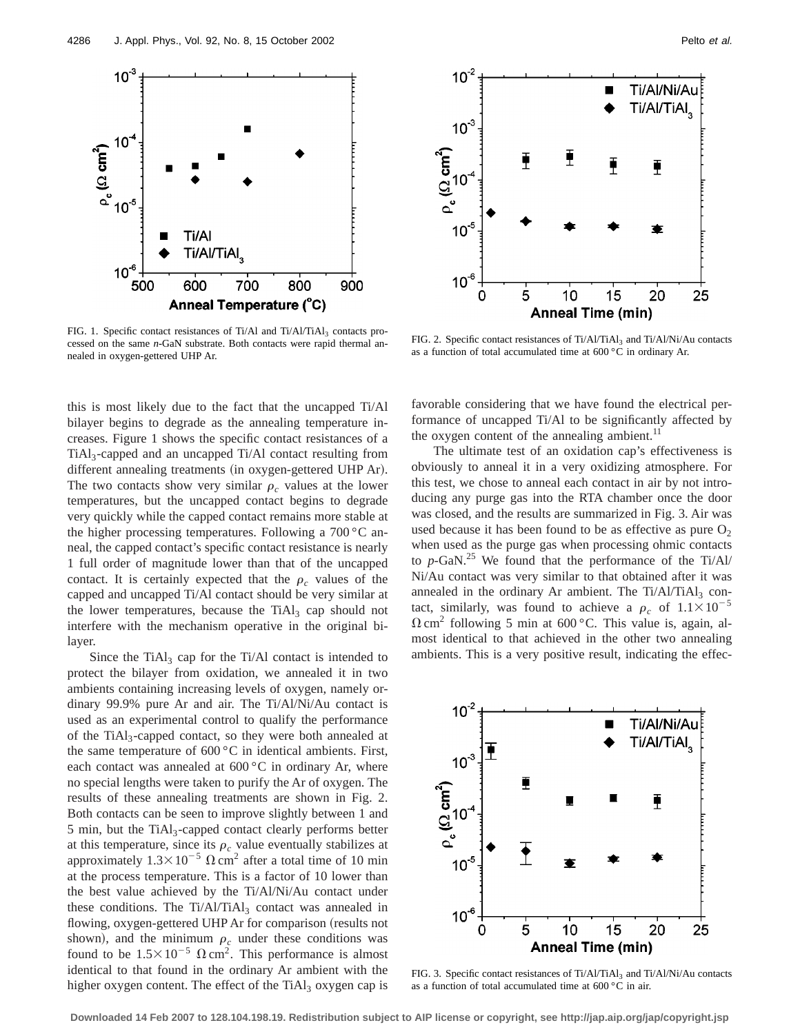FIG. 1. Specific contact resistances of Ti/Al and Ti/Al/$TiAl_3$ contacts processed on the same *n*-GaN substrate. Both contacts were rapid thermal annealed in oxygen-gettered UHP Ar.

FIG. 2. Specific contact resistances of Ti/Al/$TiAl_3$ and Ti/Al/Ni/Au contacts as a function of total accumulated time at 600 °C in ordinary Ar.

this is most likely due to the fact that the uncapped Ti/Al bilayer begins to degrade as the annealing temperature increases. Figure 1 shows the specific contact resistances of a $TiAl_3$-capped and an uncapped Ti/Al contact resulting from different annealing treatments (in oxygen-gettered UHP Ar). The two contacts show very similar $\rho_c$ values at the lower temperatures, but the uncapped contact begins to degrade very quickly while the capped contact remains more stable at the higher processing temperatures. Following a 700 °C anneal, the capped contact's specific contact resistance is nearly 1 full order of magnitude lower than that of the uncapped contact. It is certainly expected that the $\rho_c$ values of the capped and uncapped Ti/Al contact should be very similar at the lower temperatures, because the $TiAl_3$ cap should not interfere with the mechanism operative in the original bilayer.

Since the $TiAl_3$ cap for the Ti/Al contact is intended to protect the bilayer from oxidation, we annealed it in two ambients containing increasing levels of oxygen, namely ordinary 99.9% pure Ar and air. The Ti/Al/Ni/Au contact is used as an experimental control to qualify the performance of the $TiAl_3$-capped contact, so they were both annealed at the same temperature of 600 °C in identical ambients. First, each contact was annealed at 600 °C in ordinary Ar, where no special lengths were taken to purify the Ar of oxygen. The results of these annealing treatments are shown in Fig. 2. Both contacts can be seen to improve slightly between 1 and 5 min, but the $TiAl_3$-capped contact clearly performs better at this temperature, since its $\rho_c$ value eventually stabilizes at approximately $1.3\times10^{-5}$ $\Omega\,cm^2$ after a total time of 10 min at the process temperature. This is a factor of 10 lower than the best value achieved by the Ti/Al/Ni/Au contact under these conditions. The Ti/Al/$TiAl_3$ contact was annealed in flowing, oxygen-gettered UHP Ar for comparison (results not shown), and the minimum $\rho_c$ under these conditions was found to be $1.5\times10^{-5}$ $\Omega\,cm^2$. This performance is almost identical to that found in the ordinary Ar ambient with the higher oxygen content. The effect of the $TiAl_3$ oxygen cap is favorable considering that we have found the electrical performance of uncapped Ti/Al to be significantly affected by the oxygen content of the annealing ambient.[11]

The ultimate test of an oxidation cap's effectiveness is obviously to anneal it in a very oxidizing atmosphere. For this test, we chose to anneal each contact in air by not introducing any purge gas into the RTA chamber once the door was closed, and the results are summarized in Fig. 3. Air was used because it has been found to be as effective as pure $O_2$ when used as the purge gas when processing ohmic contacts to *p*-GaN.[25] We found that the performance of the Ti/Al/Ni/Au contact was very similar to that obtained after it was annealed in the ordinary Ar ambient. The Ti/Al/$TiAl_3$ contact, similarly, was found to achieve a $\rho_c$ of $1.1\times10^{-5}$ $\Omega\,cm^2$ following 5 min at 600 °C. This value is, again, almost identical to that achieved in the other two annealing ambients. This is a very positive result, indicating the effec-

FIG. 3. Specific contact resistances of Ti/Al/$TiAl_3$ and Ti/Al/Ni/Au contacts as a function of total accumulated time at 600 °C in air.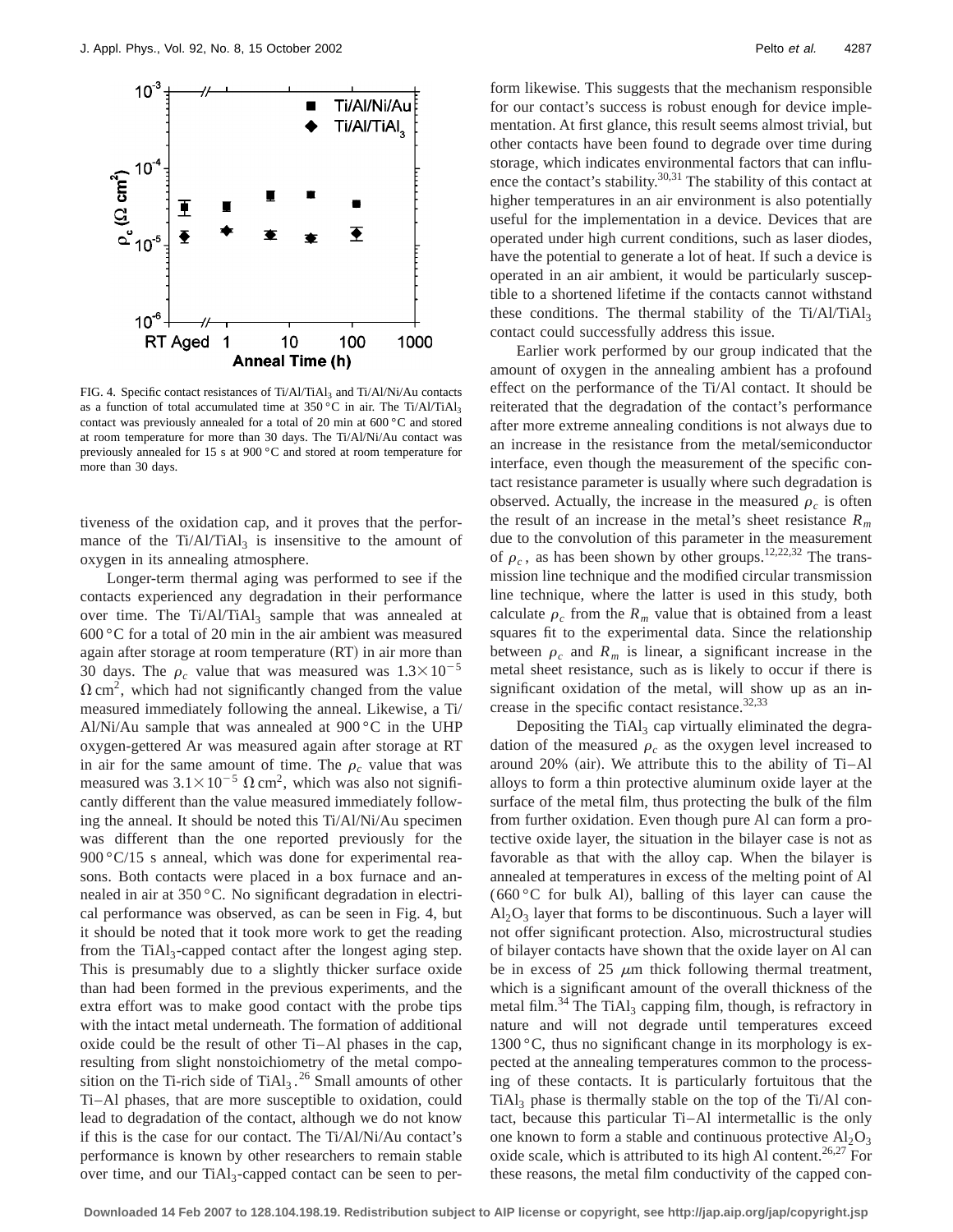$10^{-3}$

$10^{-4}$

$10^{-5}$

$10^{-6}$

$\rho_c$ ($\Omega$ cm$^2$)

Ti/Al/Ni/Au

Ti/Al/TiAl$_3$

RT Aged 1 10 100 1000

Anneal Time (h)

FIG. 4. Specific contact resistances of Ti/Al/TiAl$_3$ and Ti/Al/Ni/Au contacts as a function of total accumulated time at 350 °C in air. The Ti/Al/TiAl$_3$ contact was previously annealed for a total of 20 min at 600 °C and stored at room temperature for more than 30 days. The Ti/Al/Ni/Au contact was previously annealed for 15 s at 900 °C and stored at room temperature for more than 30 days.

tiveness of the oxidation cap, and it proves that the performance of the Ti/Al/TiAl$_3$ is insensitive to the amount of oxygen in its annealing atmosphere.

Longer-term thermal aging was performed to see if the contacts experienced any degradation in their performance over time. The Ti/Al/TiAl$_3$ sample that was annealed at 600 °C for a total of 20 min in the air ambient was measured again after storage at room temperature (RT) in air more than 30 days. The $\rho_c$ value that was measured was $1.3\times10^{-5}$ $\Omega$ cm$^2$, which had not significantly changed from the value measured immediately following the anneal. Likewise, a Ti/Al/Ni/Au sample that was annealed at 900 °C in the UHP oxygen-gettered Ar was measured again after storage at RT in air for the same amount of time. The $\rho_c$ value that was measured was $3.1\times10^{-5}$ $\Omega$ cm$^2$, which was also not significantly different than the value measured immediately following the anneal. It should be noted this Ti/Al/Ni/Au specimen was different than the one reported previously for the 900 °C/15 s anneal, which was done for experimental reasons. Both contacts were placed in a box furnace and annealed in air at 350 °C. No significant degradation in electrical performance was observed, as can be seen in Fig. 4, but it should be noted that it took more work to get the reading from the TiAl$_3$-capped contact after the longest aging step. This is presumably due to a slightly thicker surface oxide than had been formed in the previous experiments, and the extra effort was to make good contact with the probe tips with the intact metal underneath. The formation of additional oxide could be the result of other Ti–Al phases in the cap, resulting from slight nonstoichiometry of the metal composition on the Ti-rich side of TiAl$_3$.[26] Small amounts of other Ti–Al phases, that are more susceptible to oxidation, could lead to degradation of the contact, although we do not know if this is the case for our contact. The Ti/Al/Ni/Au contact's performance is known by other researchers to remain stable over time, and our TiAl$_3$-capped contact can be seen to perform likewise. This suggests that the mechanism responsible for our contact's success is robust enough for device implementation. At first glance, this result seems almost trivial, but other contacts have been found to degrade over time during storage, which indicates environmental factors that can influence the contact's stability.[30,31] The stability of this contact at higher temperatures in an air environment is also potentially useful for the implementation in a device. Devices that are operated under high current conditions, such as laser diodes, have the potential to generate a lot of heat. If such a device is operated in an air ambient, it would be particularly susceptible to a shortened lifetime if the contacts cannot withstand these conditions. The thermal stability of the Ti/Al/TiAl$_3$ contact could successfully address this issue.

Earlier work performed by our group indicated that the amount of oxygen in the annealing ambient has a profound effect on the performance of the Ti/Al contact. It should be reiterated that the degradation of the contact's performance after more extreme annealing conditions is not always due to an increase in the resistance from the metal/semiconductor interface, even though the measurement of the specific contact resistance parameter is usually where such degradation is observed. Actually, the increase in the measured $\rho_c$ is often the result of an increase in the metal's sheet resistance $R_m$ due to the convolution of this parameter in the measurement of $\rho_c$, as has been shown by other groups.[12,22,32] The transmission line technique and the modified circular transmission line technique, where the latter is used in this study, both calculate $\rho_c$ from the $R_m$ value that is obtained from a least squares fit to the experimental data. Since the relationship between $\rho_c$ and $R_m$ is linear, a significant increase in the metal sheet resistance, such as is likely to occur if there is significant oxidation of the metal, will show up as an increase in the specific contact resistance.[32,33]

Depositing the TiAl$_3$ cap virtually eliminated the degradation of the measured $\rho_c$ as the oxygen level increased to around 20% (air). We attribute this to the ability of Ti–Al alloys to form a thin protective aluminum oxide layer at the surface of the metal film, thus protecting the bulk of the film from further oxidation. Even though pure Al can form a protective oxide layer, the situation in the bilayer case is not as favorable as that with the alloy cap. When the bilayer is annealed at temperatures in excess of the melting point of Al (660 °C for bulk Al), balling of this layer can cause the $Al_2O_3$ layer that forms to be discontinuous. Such a layer will not offer significant protection. Also, microstructural studies of bilayer contacts have shown that the oxide layer on Al can be in excess of 25 $\mu$m thick following thermal treatment, which is a significant amount of the overall thickness of the metal film.[34] The TiAl$_3$ capping film, though, is refractory in nature and will not degrade until temperatures exceed 1300 °C, thus no significant change in its morphology is expected at the annealing temperatures common to the processing of these contacts. It is particularly fortuitous that the TiAl$_3$ phase is thermally stable on the top of the Ti/Al contact, because this particular Ti–Al intermetallic is the only one known to form a stable and continuous protective $Al_2O_3$ oxide scale, which is attributed to its high Al content.[26,27] For these reasons, the metal film conductivity of the capped con-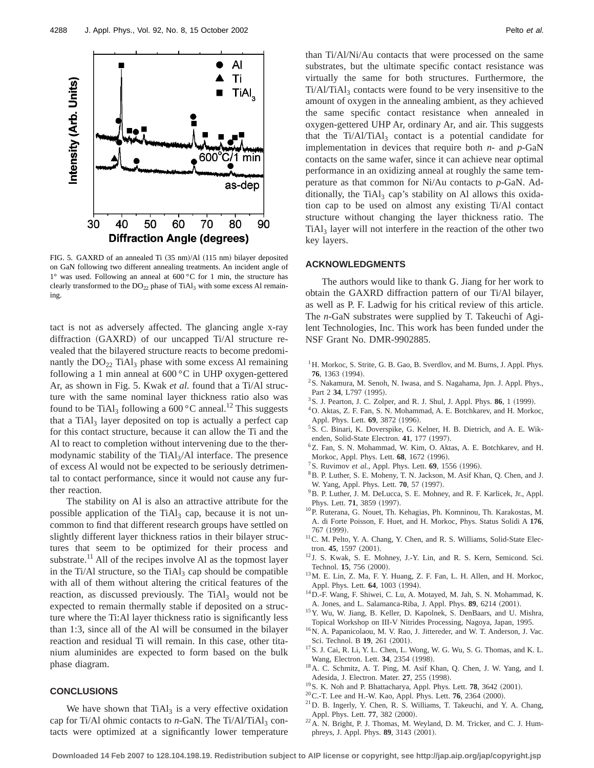FIG. 5. GAXRD of an annealed Ti (35 nm)/Al (115 nm) bilayer deposited on GaN following two different annealing treatments. An incident angle of 1° was used. Following an anneal at 600 °C for 1 min, the structure has clearly transformed to the $DO_{22}$ phase of $TiAl_3$ with some excess Al remaining.

tact is not as adversely affected. The glancing angle x-ray diffraction (GAXRD) of our uncapped Ti/Al structure revealed that the bilayered structure reacts to become predominantly the $DO_{22}$ $TiAl_3$ phase with some excess Al remaining following a 1 min anneal at 600 °C in UHP oxygen-gettered Ar, as shown in Fig. 5. Kwak *et al.* found that a Ti/Al structure with the same nominal layer thickness ratio also was found to be $TiAl_3$ following a 600 °C anneal.[12] This suggests that a $TiAl_3$ layer deposited on top is actually a perfect cap for this contact structure, because it can allow the Ti and the Al to react to completion without intervening due to the thermodynamic stability of the $TiAl_3$/Al interface. The presence of excess Al would not be expected to be seriously detrimental to contact performance, since it would not cause any further reaction.

The stability on Al is also an attractive attribute for the possible application of the $TiAl_3$ cap, because it is not uncommon to find that different research groups have settled on slightly different layer thickness ratios in their bilayer structures that seem to be optimized for their process and substrate.[11] All of the recipes involve Al as the topmost layer in the Ti/Al structure, so the $TiAl_3$ cap should be compatible with all of them without altering the critical features of the reaction, as discussed previously. The $TiAl_3$ would not be expected to remain thermally stable if deposited on a structure where the Ti:Al layer thickness ratio is significantly less than 1:3, since all of the Al will be consumed in the bilayer reaction and residual Ti will remain. In this case, other titanium aluminides are expected to form based on the bulk phase diagram.

## CONCLUSIONS

We have shown that $TiAl_3$ is a very effective oxidation cap for Ti/Al ohmic contacts to *n*-GaN. The Ti/Al/$TiAl_3$ contacts were optimized at a significantly lower temperature than Ti/Al/Ni/Au contacts that were processed on the same substrates, but the ultimate specific contact resistance was virtually the same for both structures. Furthermore, the Ti/Al/$TiAl_3$ contacts were found to be very insensitive to the amount of oxygen in the annealing ambient, as they achieved the same specific contact resistance when annealed in oxygen-gettered UHP Ar, ordinary Ar, and air. This suggests that the Ti/Al/$TiAl_3$ contact is a potential candidate for implementation in devices that require both *n*- and *p*-GaN contacts on the same wafer, since it can achieve near optimal performance in an oxidizing anneal at roughly the same temperature as that common for Ni/Au contacts to *p*-GaN. Additionally, the $TiAl_3$ cap's stability on Al allows this oxidation cap to be used on almost any existing Ti/Al contact structure without changing the layer thickness ratio. The $TiAl_3$ layer will not interfere in the reaction of the other two key layers.

## ACKNOWLEDGMENTS

The authors would like to thank G. Jiang for her work to obtain the GAXRD diffraction pattern of our Ti/Al bilayer, as well as P. F. Ladwig for his critical review of this article. The *n*-GaN substrates were supplied by T. Takeuchi of Agilent Technologies, Inc. This work has been funded under the NSF Grant No. DMR-9902885.

[1] H. Morkoc, S. Strite, G. B. Gao, B. Sverdlov, and M. Burns, J. Appl. Phys. **76**, 1363 (1994).
[2] S. Nakamura, M. Senoh, N. Iwasa, and S. Nagahama, Jpn. J. Appl. Phys., Part 2 **34**, L797 (1995).
[3] S. J. Pearton, J. C. Zolper, and R. J. Shul, J. Appl. Phys. **86**, 1 (1999).
[4] O. Aktas, Z. F. Fan, S. N. Mohammad, A. E. Botchkarev, and H. Morkoc, Appl. Phys. Lett. **69**, 3872 (1996).
[5] S. C. Binari, K. Doverspike, G. Kelner, H. B. Dietrich, and A. E. Wikenden, Solid-State Electron. **41**, 177 (1997).
[6] Z. Fan, S. N. Mohammad, W. Kim, O. Aktas, A. E. Botchkarev, and H. Morkoc, Appl. Phys. Lett. **68**, 1672 (1996).
[7] S. Ruvimov *et al.*, Appl. Phys. Lett. **69**, 1556 (1996).
[8] B. P. Luther, S. E. Moheny, T. N. Jackson, M. Asif Khan, Q. Chen, and J. W. Yang, Appl. Phys. Lett. **70**, 57 (1997).
[9] B. P. Luther, J. M. DeLucca, S. E. Mohney, and R. F. Karlicek, Jr., Appl. Phys. Lett. **71**, 3859 (1997).
[10] P. Ruterana, G. Nouet, Th. Kehagias, Ph. Komninou, Th. Karakostas, M. A. di Forte Poisson, F. Huet, and H. Morkoc, Phys. Status Solidi A **176**, 767 (1999).
[11] C. M. Pelto, Y. A. Chang, Y. Chen, and R. S. Williams, Solid-State Electron. **45**, 1597 (2001).
[12] J. S. Kwak, S. E. Mohney, J.-Y. Lin, and R. S. Kern, Semicond. Sci. Technol. **15**, 756 (2000).
[13] M. E. Lin, Z. Ma, F. Y. Huang, Z. F. Fan, L. H. Allen, and H. Morkoc, Appl. Phys. Lett. **64**, 1003 (1994).
[14] D.-F. Wang, F. Shiwei, C. Lu, A. Motayed, M. Jah, S. N. Mohammad, K. A. Jones, and L. Salamanca-Riba, J. Appl. Phys. **89**, 6214 (2001).
[15] Y. Wu, W. Jiang, B. Keller, D. Kapolnek, S. DenBaars, and U. Mishra, Topical Workshop on III-V Nitrides Processing, Nagoya, Japan, 1995.
[16] N. A. Papanicolaou, M. V. Rao, J. Jittereder, and W. T. Anderson, J. Vac. Sci. Technol. B **19**, 261 (2001).
[17] S. J. Cai, R. Li, Y. L. Chen, L. Wong, W. G. Wu, S. G. Thomas, and K. L. Wang, Electron. Lett. **34**, 2354 (1998).
[18] A. C. Schmitz, A. T. Ping, M. Asif Khan, Q. Chen, J. W. Yang, and I. Adesida, J. Electron. Mater. **27**, 255 (1998).
[19] S. K. Noh and P. Bhattacharya, Appl. Phys. Lett. **78**, 3642 (2001).
[20] C.-T. Lee and H.-W. Kao, Appl. Phys. Lett. **76**, 2364 (2000).
[21] D. B. Ingerly, Y. Chen, R. S. Williams, T. Takeuchi, and Y. A. Chang, Appl. Phys. Lett. **77**, 382 (2000).
[22] A. N. Bright, P. J. Thomas, M. Weyland, D. M. Tricker, and C. J. Humphreys, J. Appl. Phys. **89**, 3143 (2001).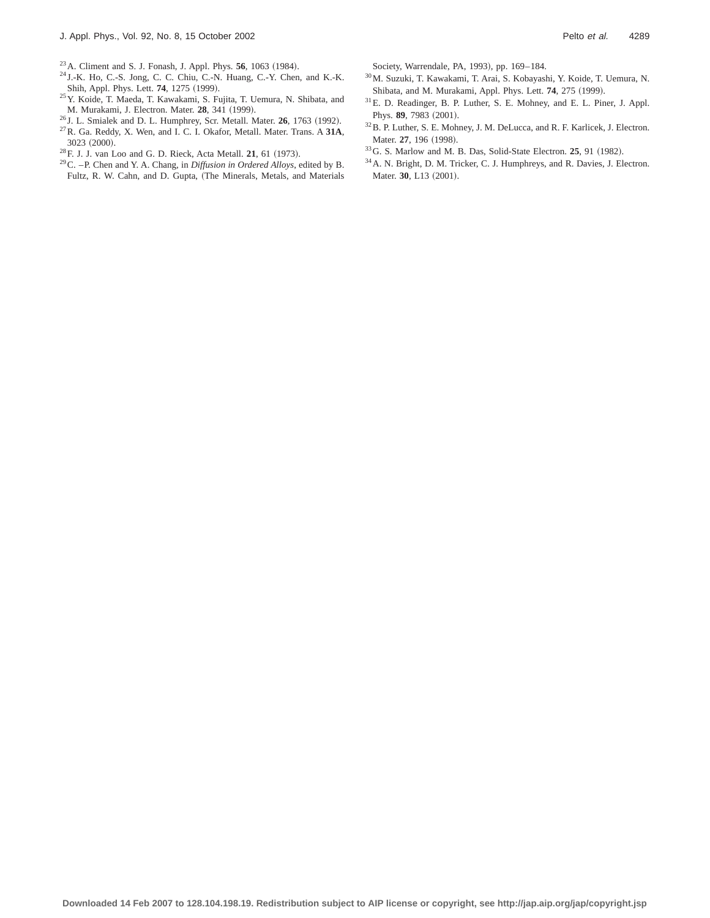[23] A. Climent and S. J. Fonash, J. Appl. Phys. **56**, 1063 (1984).

[24] J.-K. Ho, C.-S. Jong, C. C. Chiu, C.-N. Huang, C.-Y. Chen, and K.-K. Shih, Appl. Phys. Lett. **74**, 1275 (1999).

[25] Y. Koide, T. Maeda, T. Kawakami, S. Fujita, T. Uemura, N. Shibata, and M. Murakami, J. Electron. Mater. **28**, 341 (1999).

[26] J. L. Smialek and D. L. Humphrey, Scr. Metall. Mater. **26**, 1763 (1992).

[27] R. Ga. Reddy, X. Wen, and I. C. I. Okafor, Metall. Mater. Trans. A **31A**, 3023 (2000).

[28] F. J. J. van Loo and G. D. Rieck, Acta Metall. **21**, 61 (1973).

[29] C. –P. Chen and Y. A. Chang, in *Diffusion in Ordered Alloys*, edited by B. Fultz, R. W. Cahn, and D. Gupta, (The Minerals, Metals, and Materials Society, Warrendale, PA, 1993), pp. 169–184.

[30] M. Suzuki, T. Kawakami, T. Arai, S. Kobayashi, Y. Koide, T. Uemura, N. Shibata, and M. Murakami, Appl. Phys. Lett. **74**, 275 (1999).

[31] E. D. Readinger, B. P. Luther, S. E. Mohney, and E. L. Piner, J. Appl. Phys. **89**, 7983 (2001).

[32] B. P. Luther, S. E. Mohney, J. M. DeLucca, and R. F. Karlicek, J. Electron. Mater. **27**, 196 (1998).

[33] G. S. Marlow and M. B. Das, Solid-State Electron. **25**, 91 (1982).

[34] A. N. Bright, D. M. Tricker, C. J. Humphreys, and R. Davies, J. Electron. Mater. **30**, L13 (2001).